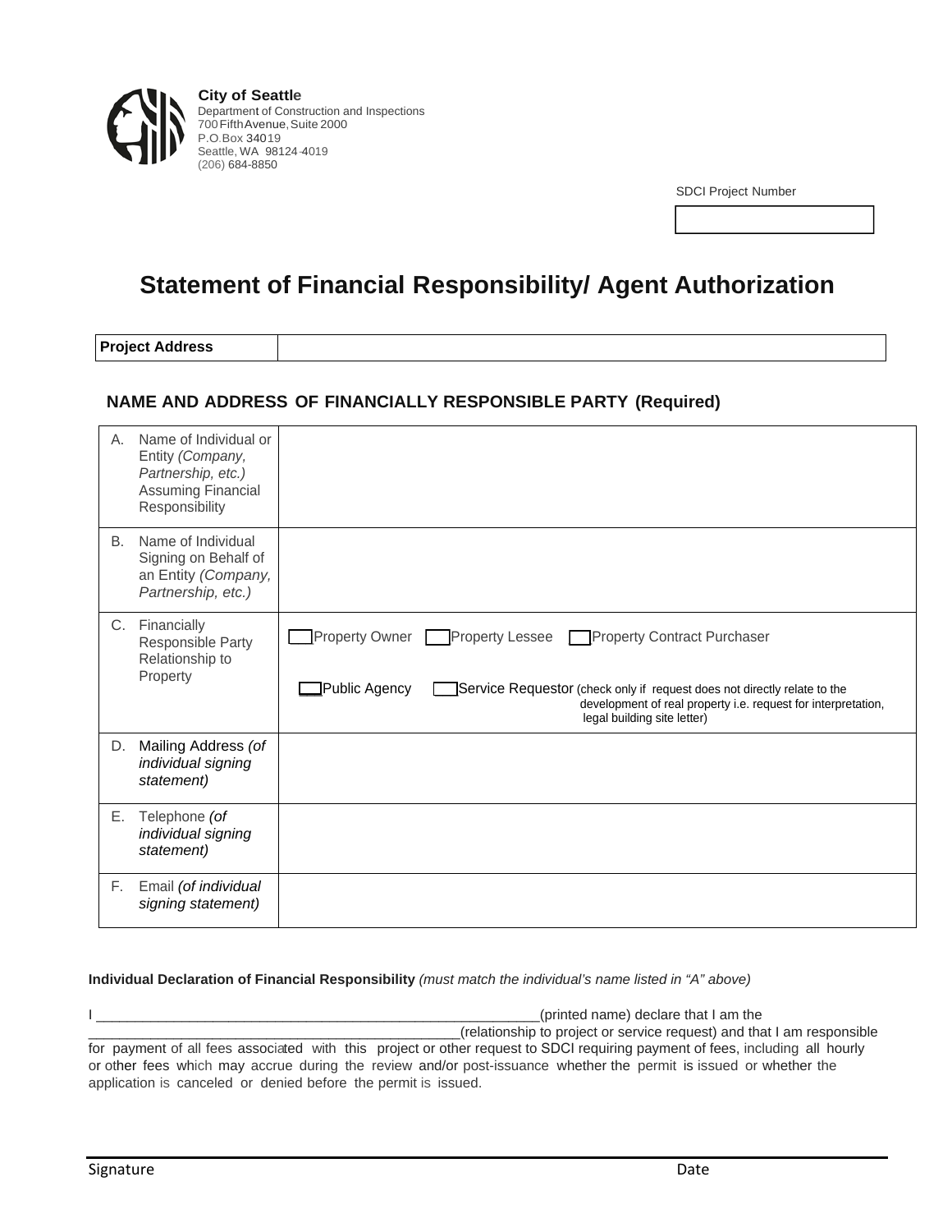**City of Seattle**
Department of Construction and Inspections
700 Fifth Avenue, Suite 2000
P.O.Box 34019
Seattle, WA 98124-4019
(206) 684-8850

SDCI Project Number

| |
|---|
| |

# Statement of Financial Responsibility/ Agent Authorization

| **Project Address** | |
|---|---|

## NAME AND ADDRESS OF FINANCIALLY RESPONSIBLE PARTY (Required)

| | |
|---|---|
| A. Name of Individual or Entity *(Company, Partnership, etc.)* Assuming Financial Responsibility | |
| B. Name of Individual Signing on Behalf of an Entity *(Company, Partnership, etc.)* | |
| C. Financially Responsible Party Relationship to Property | ☐ Property Owner ☐ Property Lessee ☐ Property Contract Purchaser<br>☐ Public Agency ☐ Service Requestor (check only if request does not directly relate to the development of real property i.e. request for interpretation, legal building site letter) |
| D. Mailing Address *(of individual signing statement)* | |
| E. Telephone *(of individual signing statement)* | |
| F. Email *(of individual signing statement)* | |

**Individual Declaration of Financial Responsibility** *(must match the individual's name listed in "A" above)*

I ___________________________________________________________(printed name) declare that I am the ________________________________________________(relationship to project or service request) and that I am responsible for payment of all fees associated with this project or other request to SDCI requiring payment of fees, including all hourly or other fees which may accrue during the review and/or post-issuance whether the permit is issued or whether the application is canceled or denied before the permit is issued.

Signature Date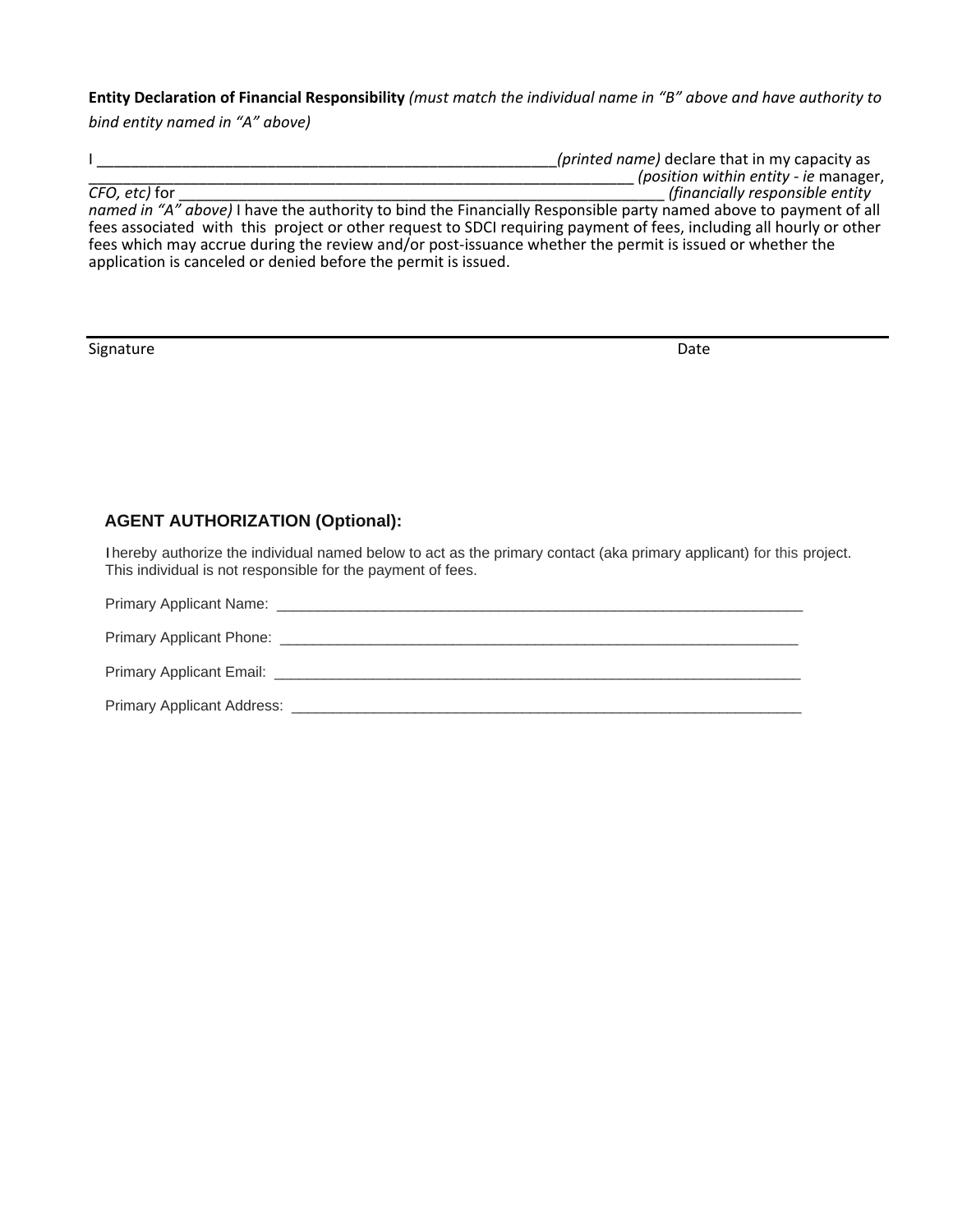**Entity Declaration of Financial Responsibility** *(must match the individual name in "B" above and have authority to bind entity named in "A" above)*

I ______________________________________________________*(printed name)* declare that in my capacity as _______________________________________________________________ *(position within entity - ie* manager, *CFO, etc)* for ________________________________________________________ *(financially responsible entity named in "A" above)* I have the authority to bind the Financially Responsible party named above to payment of all fees associated with this project or other request to SDCI requiring payment of fees, including all hourly or other fees which may accrue during the review and/or post-issuance whether the permit is issued or whether the application is canceled or denied before the permit is issued.

Signature Date

## AGENT AUTHORIZATION (Optional):

I hereby authorize the individual named below to act as the primary contact (aka primary applicant) for this project. This individual is not responsible for the payment of fees.

Primary Applicant Name: ____________________________________________________________________

Primary Applicant Phone: ___________________________________________________________________

Primary Applicant Email: ____________________________________________________________________

Primary Applicant Address: _________________________________________________________________